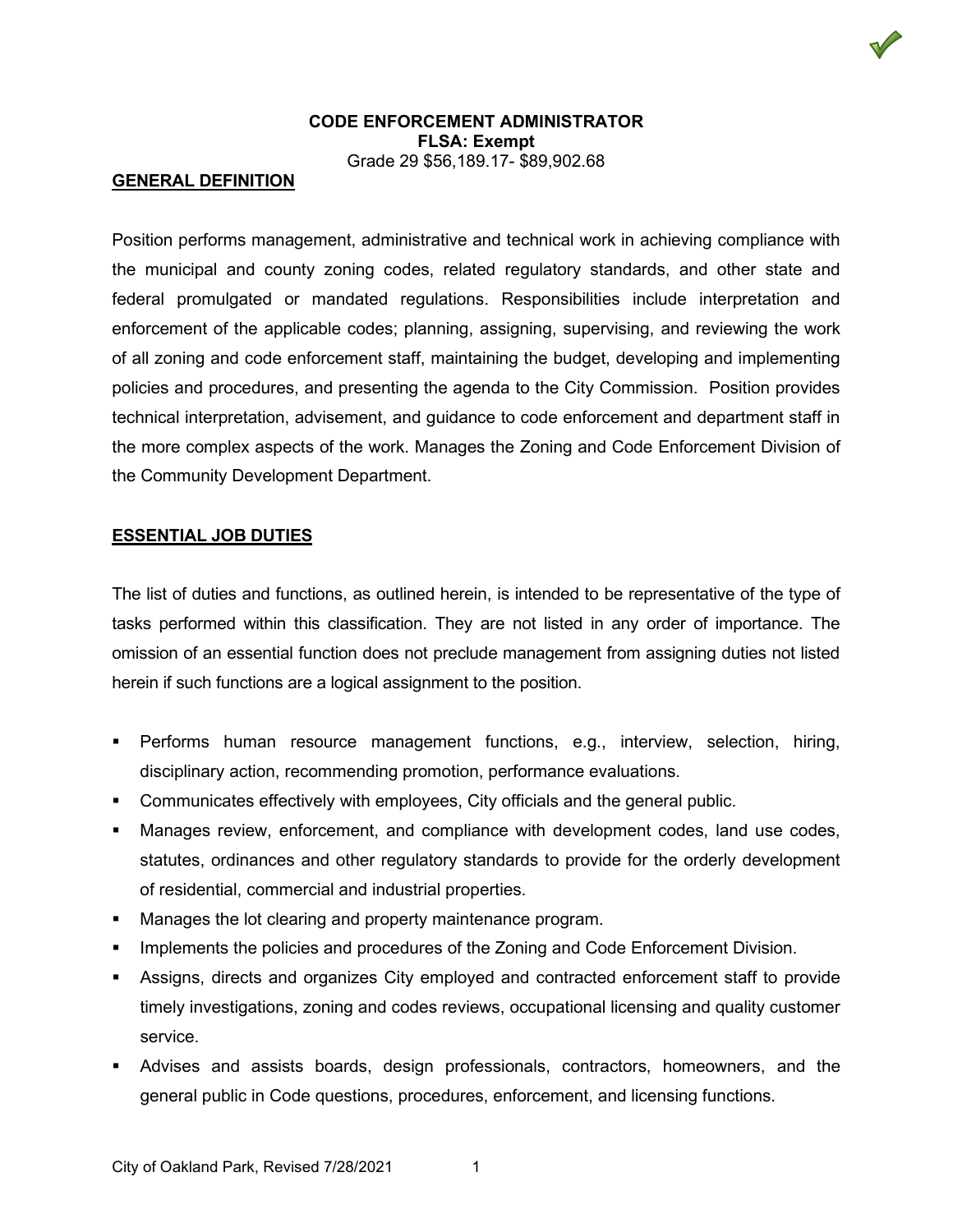**CODE ENFORCEMENT ADMINISTRATOR**
**FLSA: Exempt**
Grade 29 $56,189.17- $89,902.68

## GENERAL DEFINITION

Position performs management, administrative and technical work in achieving compliance with the municipal and county zoning codes, related regulatory standards, and other state and federal promulgated or mandated regulations. Responsibilities include interpretation and enforcement of the applicable codes; planning, assigning, supervising, and reviewing the work of all zoning and code enforcement staff, maintaining the budget, developing and implementing policies and procedures, and presenting the agenda to the City Commission. Position provides technical interpretation, advisement, and guidance to code enforcement and department staff in the more complex aspects of the work. Manages the Zoning and Code Enforcement Division of the Community Development Department.

## ESSENTIAL JOB DUTIES

The list of duties and functions, as outlined herein, is intended to be representative of the type of tasks performed within this classification. They are not listed in any order of importance. The omission of an essential function does not preclude management from assigning duties not listed herein if such functions are a logical assignment to the position.

- Performs human resource management functions, e.g., interview, selection, hiring, disciplinary action, recommending promotion, performance evaluations.
- Communicates effectively with employees, City officials and the general public.
- Manages review, enforcement, and compliance with development codes, land use codes, statutes, ordinances and other regulatory standards to provide for the orderly development of residential, commercial and industrial properties.
- Manages the lot clearing and property maintenance program.
- Implements the policies and procedures of the Zoning and Code Enforcement Division.
- Assigns, directs and organizes City employed and contracted enforcement staff to provide timely investigations, zoning and codes reviews, occupational licensing and quality customer service.
- Advises and assists boards, design professionals, contractors, homeowners, and the general public in Code questions, procedures, enforcement, and licensing functions.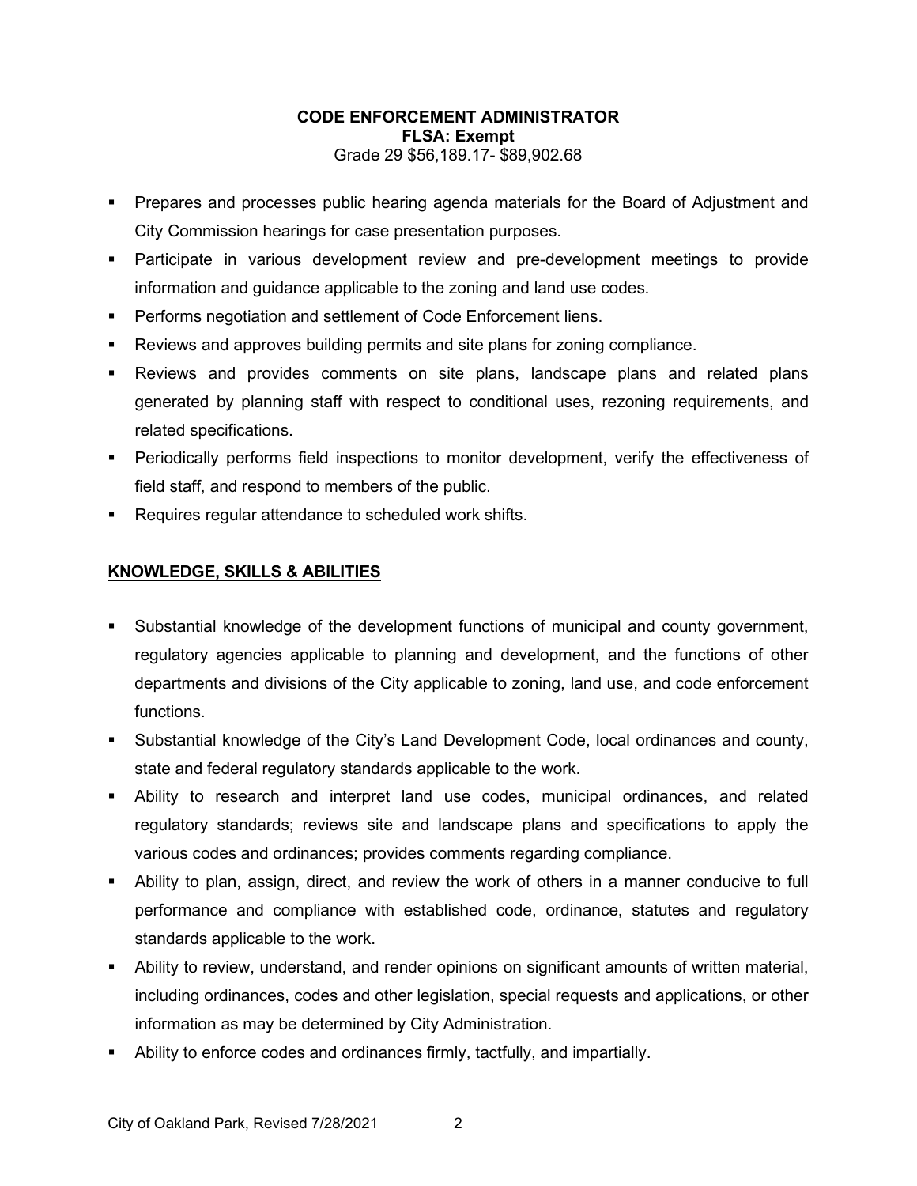**CODE ENFORCEMENT ADMINISTRATOR**
**FLSA: Exempt**
Grade 29 $56,189.17- $89,902.68

- Prepares and processes public hearing agenda materials for the Board of Adjustment and City Commission hearings for case presentation purposes.
- Participate in various development review and pre-development meetings to provide information and guidance applicable to the zoning and land use codes.
- Performs negotiation and settlement of Code Enforcement liens.
- Reviews and approves building permits and site plans for zoning compliance.
- Reviews and provides comments on site plans, landscape plans and related plans generated by planning staff with respect to conditional uses, rezoning requirements, and related specifications.
- Periodically performs field inspections to monitor development, verify the effectiveness of field staff, and respond to members of the public.
- Requires regular attendance to scheduled work shifts.

## KNOWLEDGE, SKILLS & ABILITIES

- Substantial knowledge of the development functions of municipal and county government, regulatory agencies applicable to planning and development, and the functions of other departments and divisions of the City applicable to zoning, land use, and code enforcement functions.
- Substantial knowledge of the City's Land Development Code, local ordinances and county, state and federal regulatory standards applicable to the work.
- Ability to research and interpret land use codes, municipal ordinances, and related regulatory standards; reviews site and landscape plans and specifications to apply the various codes and ordinances; provides comments regarding compliance.
- Ability to plan, assign, direct, and review the work of others in a manner conducive to full performance and compliance with established code, ordinance, statutes and regulatory standards applicable to the work.
- Ability to review, understand, and render opinions on significant amounts of written material, including ordinances, codes and other legislation, special requests and applications, or other information as may be determined by City Administration.
- Ability to enforce codes and ordinances firmly, tactfully, and impartially.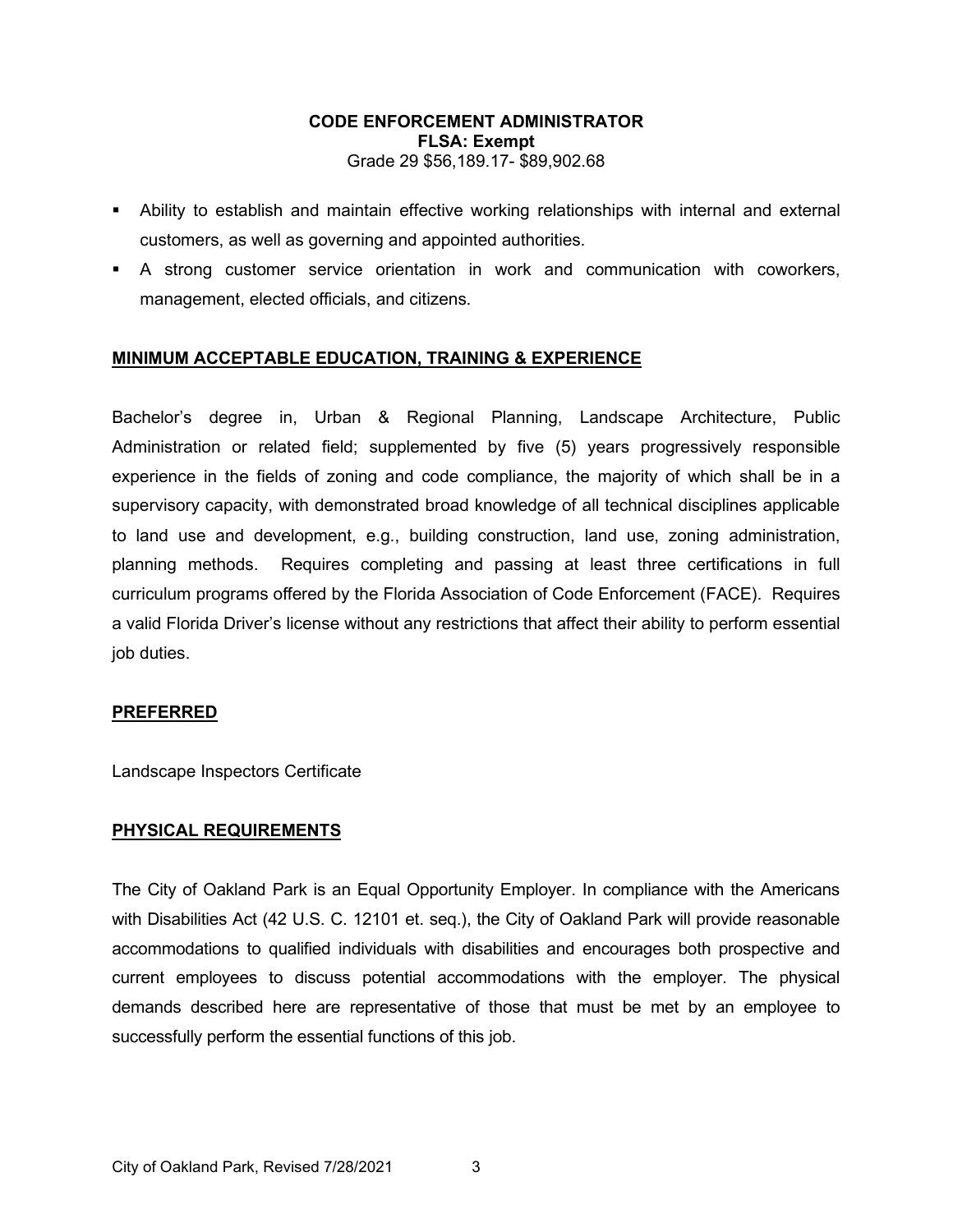**CODE ENFORCEMENT ADMINISTRATOR**
**FLSA: Exempt**
Grade 29 $56,189.17- $89,902.68

- Ability to establish and maintain effective working relationships with internal and external customers, as well as governing and appointed authorities.
- A strong customer service orientation in work and communication with coworkers, management, elected officials, and citizens.

## MINIMUM ACCEPTABLE EDUCATION, TRAINING & EXPERIENCE

Bachelor's degree in, Urban & Regional Planning, Landscape Architecture, Public Administration or related field; supplemented by five (5) years progressively responsible experience in the fields of zoning and code compliance, the majority of which shall be in a supervisory capacity, with demonstrated broad knowledge of all technical disciplines applicable to land use and development, e.g., building construction, land use, zoning administration, planning methods. Requires completing and passing at least three certifications in full curriculum programs offered by the Florida Association of Code Enforcement (FACE). Requires a valid Florida Driver's license without any restrictions that affect their ability to perform essential job duties.

## PREFERRED

Landscape Inspectors Certificate

## PHYSICAL REQUIREMENTS

The City of Oakland Park is an Equal Opportunity Employer. In compliance with the Americans with Disabilities Act (42 U.S. C. 12101 et. seq.), the City of Oakland Park will provide reasonable accommodations to qualified individuals with disabilities and encourages both prospective and current employees to discuss potential accommodations with the employer. The physical demands described here are representative of those that must be met by an employee to successfully perform the essential functions of this job.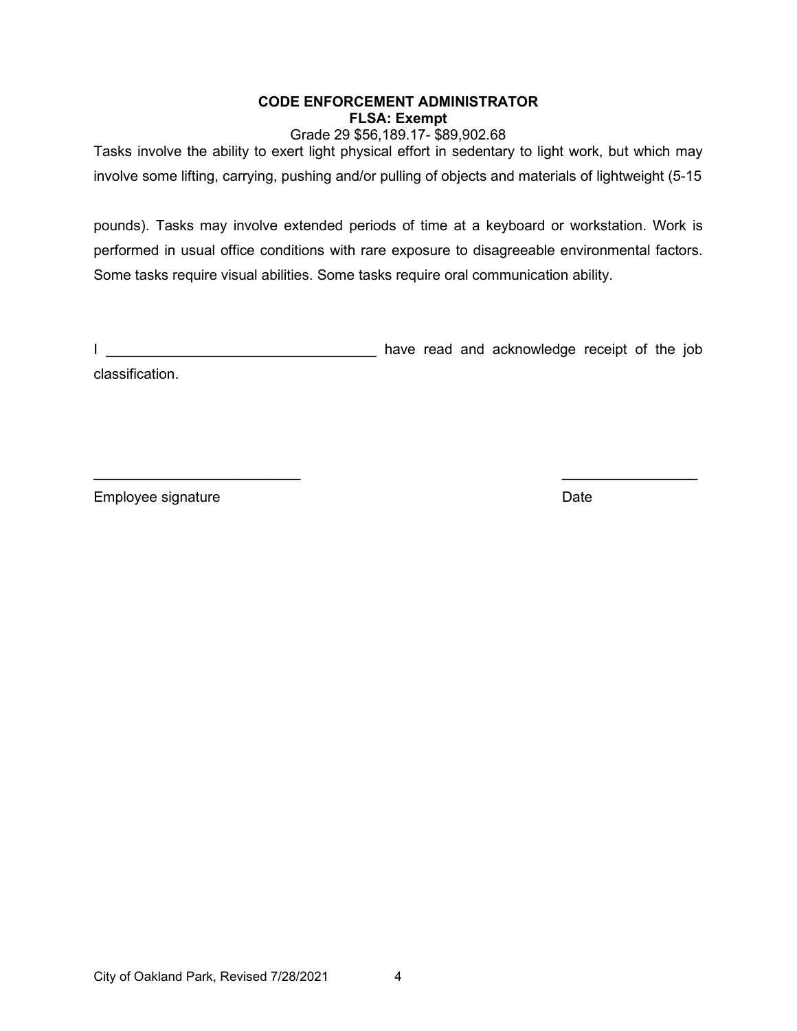**CODE ENFORCEMENT ADMINISTRATOR**
**FLSA: Exempt**
Grade 29 $56,189.17- $89,902.68

Tasks involve the ability to exert light physical effort in sedentary to light work, but which may involve some lifting, carrying, pushing and/or pulling of objects and materials of lightweight (5-15 pounds). Tasks may involve extended periods of time at a keyboard or workstation. Work is performed in usual office conditions with rare exposure to disagreeable environmental factors. Some tasks require visual abilities. Some tasks require oral communication ability.

I __________________________________ have read and acknowledge receipt of the job classification.

__________________________ Employee signature

_________________ Date